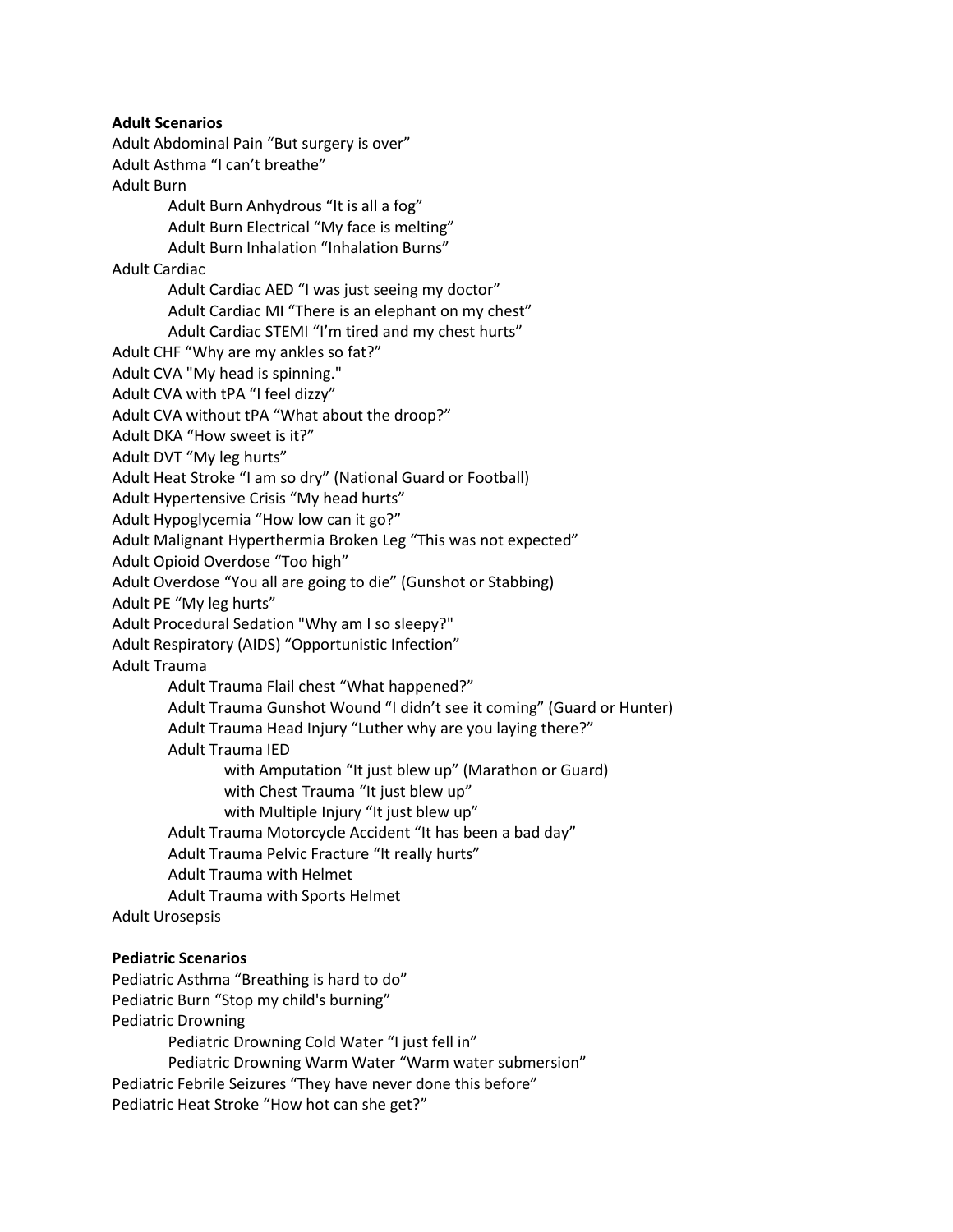**Adult Scenarios**

Adult Abdominal Pain “But surgery is over”

Adult Asthma “I can’t breathe”

Adult Burn

- Adult Burn Anhydrous “It is all a fog”
- Adult Burn Electrical “My face is melting”
- Adult Burn Inhalation “Inhalation Burns”

Adult Cardiac

- Adult Cardiac AED “I was just seeing my doctor”
- Adult Cardiac MI “There is an elephant on my chest”
- Adult Cardiac STEMI “I’m tired and my chest hurts”

Adult CHF “Why are my ankles so fat?”

Adult CVA "My head is spinning."

Adult CVA with tPA “I feel dizzy”

Adult CVA without tPA “What about the droop?”

Adult DKA “How sweet is it?”

Adult DVT “My leg hurts”

Adult Heat Stroke “I am so dry” (National Guard or Football)

Adult Hypertensive Crisis “My head hurts”

Adult Hypoglycemia “How low can it go?”

Adult Malignant Hyperthermia Broken Leg “This was not expected”

Adult Opioid Overdose “Too high”

Adult Overdose “You all are going to die” (Gunshot or Stabbing)

Adult PE “My leg hurts”

Adult Procedural Sedation "Why am I so sleepy?"

Adult Respiratory (AIDS) “Opportunistic Infection”

Adult Trauma

- Adult Trauma Flail chest “What happened?”
- Adult Trauma Gunshot Wound “I didn’t see it coming” (Guard or Hunter)
- Adult Trauma Head Injury “Luther why are you laying there?”
- Adult Trauma IED
  - with Amputation “It just blew up” (Marathon or Guard)
  - with Chest Trauma “It just blew up”
  - with Multiple Injury “It just blew up”
- Adult Trauma Motorcycle Accident “It has been a bad day”
- Adult Trauma Pelvic Fracture “It really hurts”
- Adult Trauma with Helmet
- Adult Trauma with Sports Helmet

Adult Urosepsis

**Pediatric Scenarios**

Pediatric Asthma “Breathing is hard to do”

Pediatric Burn “Stop my child's burning”

Pediatric Drowning

- Pediatric Drowning Cold Water “I just fell in”
- Pediatric Drowning Warm Water “Warm water submersion”

Pediatric Febrile Seizures “They have never done this before”

Pediatric Heat Stroke “How hot can she get?”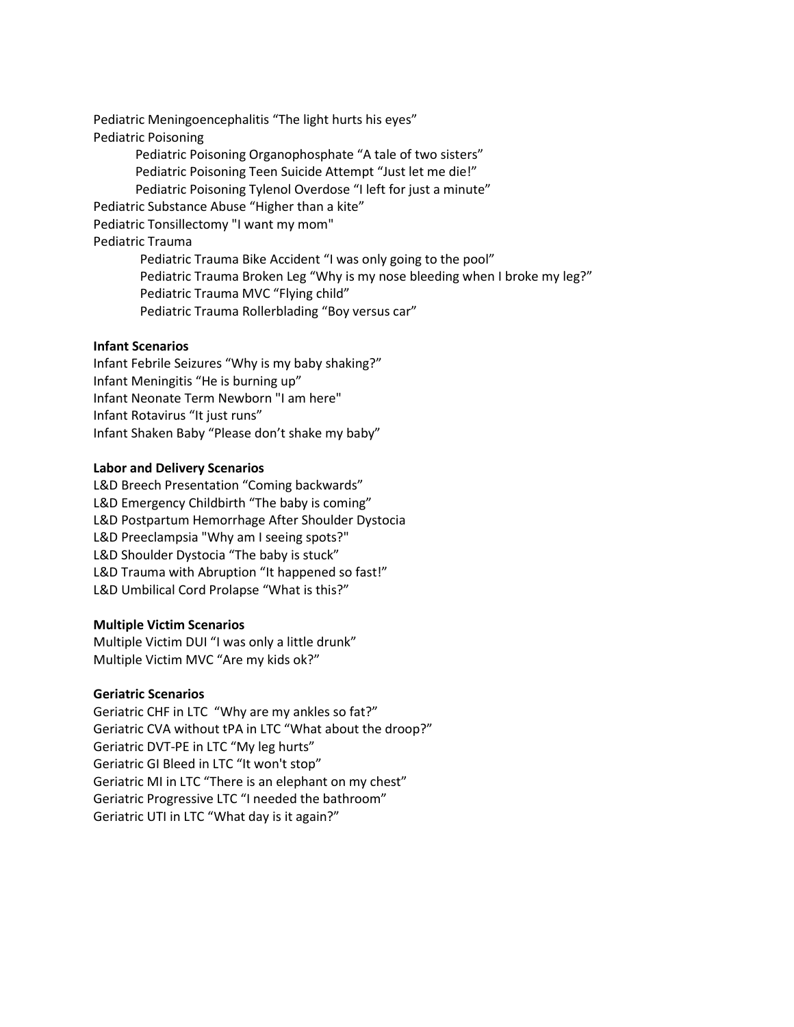Pediatric Meningoencephalitis “The light hurts his eyes”

Pediatric Poisoning

- Pediatric Poisoning Organophosphate “A tale of two sisters”
- Pediatric Poisoning Teen Suicide Attempt “Just let me die!”
- Pediatric Poisoning Tylenol Overdose “I left for just a minute”

Pediatric Substance Abuse “Higher than a kite”

Pediatric Tonsillectomy "I want my mom"

Pediatric Trauma

- Pediatric Trauma Bike Accident “I was only going to the pool”
- Pediatric Trauma Broken Leg “Why is my nose bleeding when I broke my leg?”
- Pediatric Trauma MVC “Flying child”
- Pediatric Trauma Rollerblading “Boy versus car”

**Infant Scenarios**

Infant Febrile Seizures “Why is my baby shaking?”
Infant Meningitis “He is burning up”
Infant Neonate Term Newborn "I am here"
Infant Rotavirus “It just runs”
Infant Shaken Baby “Please don’t shake my baby”

**Labor and Delivery Scenarios**

L&D Breech Presentation “Coming backwards”
L&D Emergency Childbirth “The baby is coming”
L&D Postpartum Hemorrhage After Shoulder Dystocia
L&D Preeclampsia "Why am I seeing spots?"
L&D Shoulder Dystocia “The baby is stuck”
L&D Trauma with Abruption “It happened so fast!”
L&D Umbilical Cord Prolapse “What is this?”

**Multiple Victim Scenarios**

Multiple Victim DUI “I was only a little drunk”
Multiple Victim MVC “Are my kids ok?”

**Geriatric Scenarios**

Geriatric CHF in LTC “Why are my ankles so fat?”
Geriatric CVA without tPA in LTC “What about the droop?”
Geriatric DVT-PE in LTC “My leg hurts”
Geriatric GI Bleed in LTC “It won't stop”
Geriatric MI in LTC “There is an elephant on my chest”
Geriatric Progressive LTC “I needed the bathroom”
Geriatric UTI in LTC “What day is it again?”